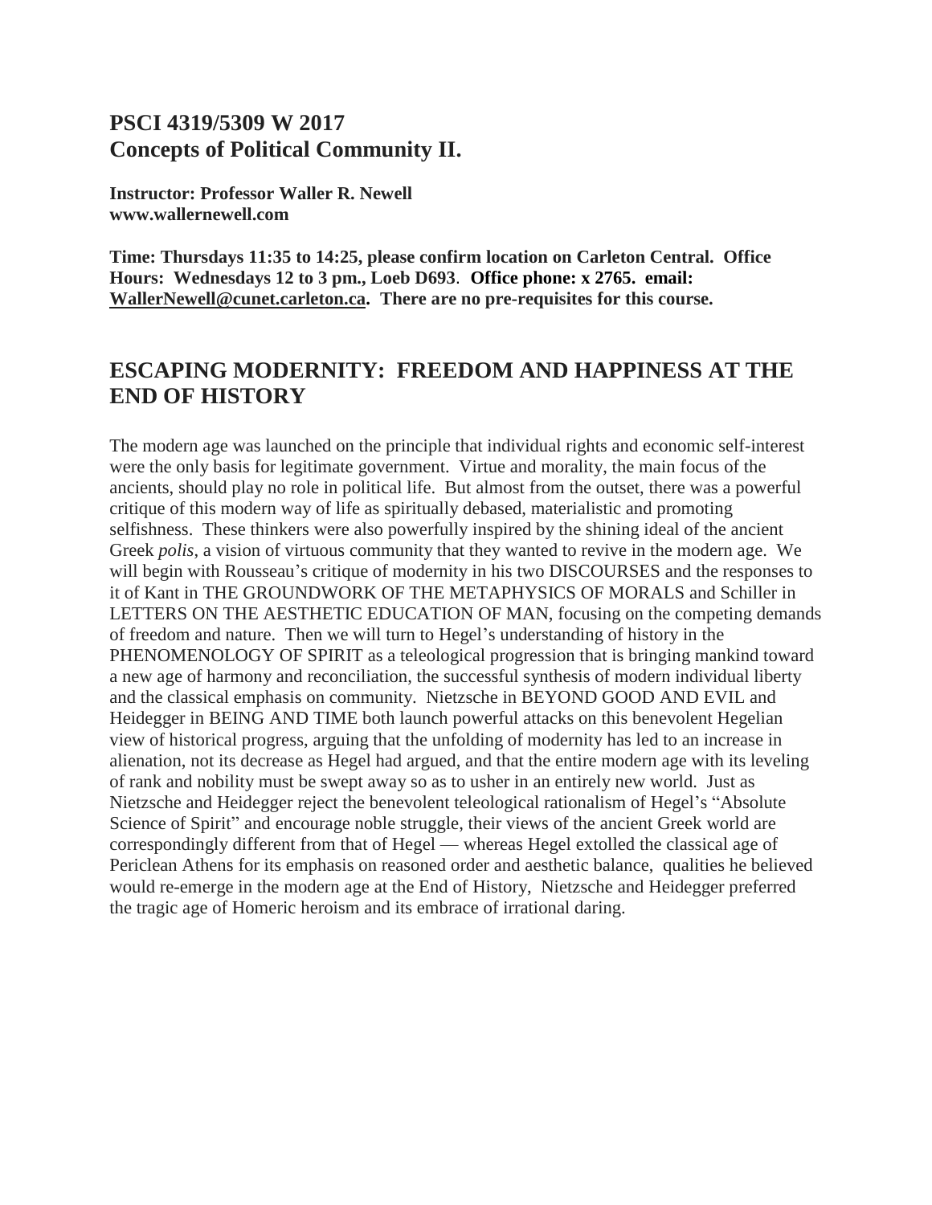## PSCI 4319/5309 W 2017
## Concepts of Political Community II.

**Instructor: Professor Waller R. Newell**
**www.wallernewell.com**

**Time: Thursdays 11:35 to 14:25, please confirm location on Carleton Central. Office Hours: Wednesdays 12 to 3 pm., Loeb D693. Office phone: x 2765. email: WallerNewell@cunet.carleton.ca. There are no pre-requisites for this course.**

## ESCAPING MODERNITY: FREEDOM AND HAPPINESS AT THE END OF HISTORY

The modern age was launched on the principle that individual rights and economic self-interest were the only basis for legitimate government. Virtue and morality, the main focus of the ancients, should play no role in political life. But almost from the outset, there was a powerful critique of this modern way of life as spiritually debased, materialistic and promoting selfishness. These thinkers were also powerfully inspired by the shining ideal of the ancient Greek *polis*, a vision of virtuous community that they wanted to revive in the modern age. We will begin with Rousseau's critique of modernity in his two DISCOURSES and the responses to it of Kant in THE GROUNDWORK OF THE METAPHYSICS OF MORALS and Schiller in LETTERS ON THE AESTHETIC EDUCATION OF MAN, focusing on the competing demands of freedom and nature. Then we will turn to Hegel's understanding of history in the PHENOMENOLOGY OF SPIRIT as a teleological progression that is bringing mankind toward a new age of harmony and reconciliation, the successful synthesis of modern individual liberty and the classical emphasis on community. Nietzsche in BEYOND GOOD AND EVIL and Heidegger in BEING AND TIME both launch powerful attacks on this benevolent Hegelian view of historical progress, arguing that the unfolding of modernity has led to an increase in alienation, not its decrease as Hegel had argued, and that the entire modern age with its leveling of rank and nobility must be swept away so as to usher in an entirely new world. Just as Nietzsche and Heidegger reject the benevolent teleological rationalism of Hegel's "Absolute Science of Spirit" and encourage noble struggle, their views of the ancient Greek world are correspondingly different from that of Hegel — whereas Hegel extolled the classical age of Periclean Athens for its emphasis on reasoned order and aesthetic balance, qualities he believed would re-emerge in the modern age at the End of History, Nietzsche and Heidegger preferred the tragic age of Homeric heroism and its embrace of irrational daring.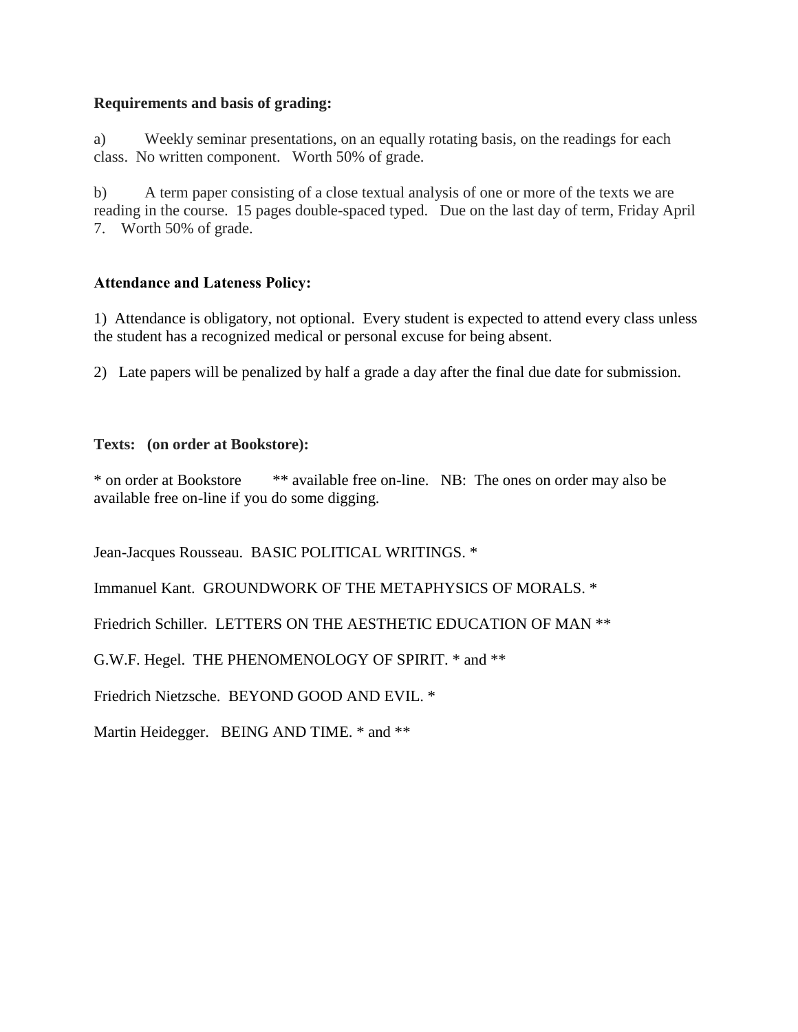**Requirements and basis of grading:**

a) Weekly seminar presentations, on an equally rotating basis, on the readings for each class. No written component. Worth 50% of grade.

b) A term paper consisting of a close textual analysis of one or more of the texts we are reading in the course. 15 pages double-spaced typed. Due on the last day of term, Friday April 7. Worth 50% of grade.

**Attendance and Lateness Policy:**

1) Attendance is obligatory, not optional. Every student is expected to attend every class unless the student has a recognized medical or personal excuse for being absent.

2) Late papers will be penalized by half a grade a day after the final due date for submission.

**Texts: (on order at Bookstore):**

* on order at Bookstore ** available free on-line. NB: The ones on order may also be available free on-line if you do some digging.

Jean-Jacques Rousseau. BASIC POLITICAL WRITINGS. *

Immanuel Kant. GROUNDWORK OF THE METAPHYSICS OF MORALS. *

Friedrich Schiller. LETTERS ON THE AESTHETIC EDUCATION OF MAN **

G.W.F. Hegel. THE PHENOMENOLOGY OF SPIRIT. * and **

Friedrich Nietzsche. BEYOND GOOD AND EVIL. *

Martin Heidegger. BEING AND TIME. * and **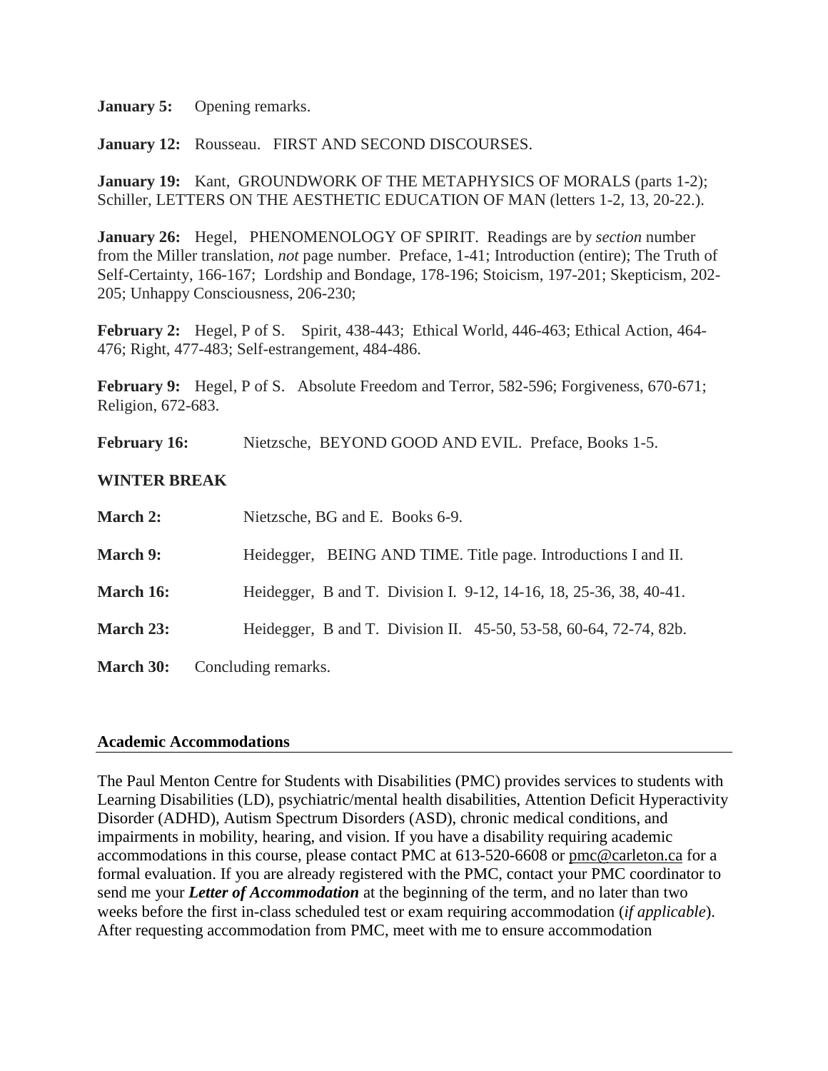**January 5:** Opening remarks.

**January 12:** Rousseau. FIRST AND SECOND DISCOURSES.

**January 19:** Kant, GROUNDWORK OF THE METAPHYSICS OF MORALS (parts 1-2); Schiller, LETTERS ON THE AESTHETIC EDUCATION OF MAN (letters 1-2, 13, 20-22.).

**January 26:** Hegel, PHENOMENOLOGY OF SPIRIT. Readings are by *section* number from the Miller translation, *not* page number. Preface, 1-41; Introduction (entire); The Truth of Self-Certainty, 166-167; Lordship and Bondage, 178-196; Stoicism, 197-201; Skepticism, 202-205; Unhappy Consciousness, 206-230;

**February 2:** Hegel, P of S. Spirit, 438-443; Ethical World, 446-463; Ethical Action, 464-476; Right, 477-483; Self-estrangement, 484-486.

**February 9:** Hegel, P of S. Absolute Freedom and Terror, 582-596; Forgiveness, 670-671; Religion, 672-683.

**February 16:** Nietzsche, BEYOND GOOD AND EVIL. Preface, Books 1-5.

**WINTER BREAK**

**March 2:** Nietzsche, BG and E. Books 6-9.

**March 9:** Heidegger, BEING AND TIME. Title page. Introductions I and II.

**March 16:** Heidegger, B and T. Division I. 9-12, 14-16, 18, 25-36, 38, 40-41.

**March 23:** Heidegger, B and T. Division II. 45-50, 53-58, 60-64, 72-74, 82b.

**March 30:** Concluding remarks.

## Academic Accommodations

The Paul Menton Centre for Students with Disabilities (PMC) provides services to students with Learning Disabilities (LD), psychiatric/mental health disabilities, Attention Deficit Hyperactivity Disorder (ADHD), Autism Spectrum Disorders (ASD), chronic medical conditions, and impairments in mobility, hearing, and vision. If you have a disability requiring academic accommodations in this course, please contact PMC at 613-520-6608 or pmc@carleton.ca for a formal evaluation. If you are already registered with the PMC, contact your PMC coordinator to send me your ***Letter of Accommodation*** at the beginning of the term, and no later than two weeks before the first in-class scheduled test or exam requiring accommodation (*if applicable*). After requesting accommodation from PMC, meet with me to ensure accommodation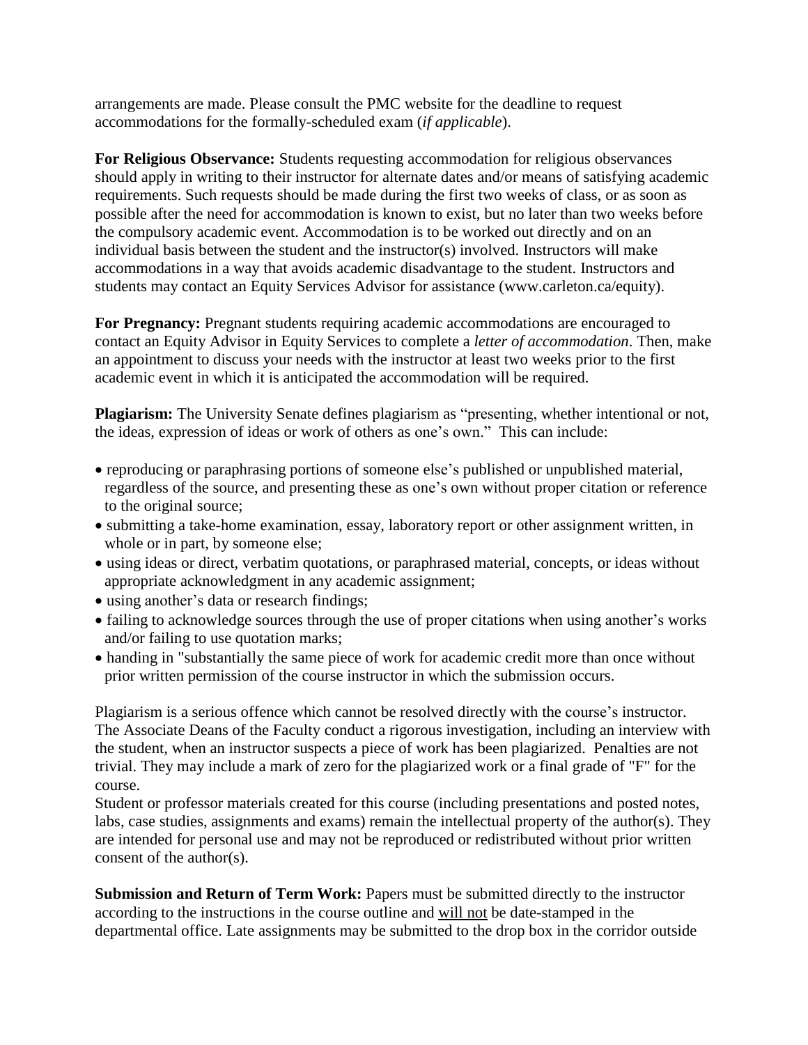arrangements are made. Please consult the PMC website for the deadline to request accommodations for the formally-scheduled exam (*if applicable*).

**For Religious Observance:** Students requesting accommodation for religious observances should apply in writing to their instructor for alternate dates and/or means of satisfying academic requirements. Such requests should be made during the first two weeks of class, or as soon as possible after the need for accommodation is known to exist, but no later than two weeks before the compulsory academic event. Accommodation is to be worked out directly and on an individual basis between the student and the instructor(s) involved. Instructors will make accommodations in a way that avoids academic disadvantage to the student. Instructors and students may contact an Equity Services Advisor for assistance (www.carleton.ca/equity).

**For Pregnancy:** Pregnant students requiring academic accommodations are encouraged to contact an Equity Advisor in Equity Services to complete a *letter of accommodation*. Then, make an appointment to discuss your needs with the instructor at least two weeks prior to the first academic event in which it is anticipated the accommodation will be required.

**Plagiarism:** The University Senate defines plagiarism as "presenting, whether intentional or not, the ideas, expression of ideas or work of others as one's own." This can include:

- reproducing or paraphrasing portions of someone else's published or unpublished material, regardless of the source, and presenting these as one's own without proper citation or reference to the original source;
- submitting a take-home examination, essay, laboratory report or other assignment written, in whole or in part, by someone else;
- using ideas or direct, verbatim quotations, or paraphrased material, concepts, or ideas without appropriate acknowledgment in any academic assignment;
- using another's data or research findings;
- failing to acknowledge sources through the use of proper citations when using another's works and/or failing to use quotation marks;
- handing in "substantially the same piece of work for academic credit more than once without prior written permission of the course instructor in which the submission occurs.

Plagiarism is a serious offence which cannot be resolved directly with the course's instructor. The Associate Deans of the Faculty conduct a rigorous investigation, including an interview with the student, when an instructor suspects a piece of work has been plagiarized. Penalties are not trivial. They may include a mark of zero for the plagiarized work or a final grade of "F" for the course.
Student or professor materials created for this course (including presentations and posted notes, labs, case studies, assignments and exams) remain the intellectual property of the author(s). They are intended for personal use and may not be reproduced or redistributed without prior written consent of the author(s).

**Submission and Return of Term Work:** Papers must be submitted directly to the instructor according to the instructions in the course outline and <u>will not</u> be date-stamped in the departmental office. Late assignments may be submitted to the drop box in the corridor outside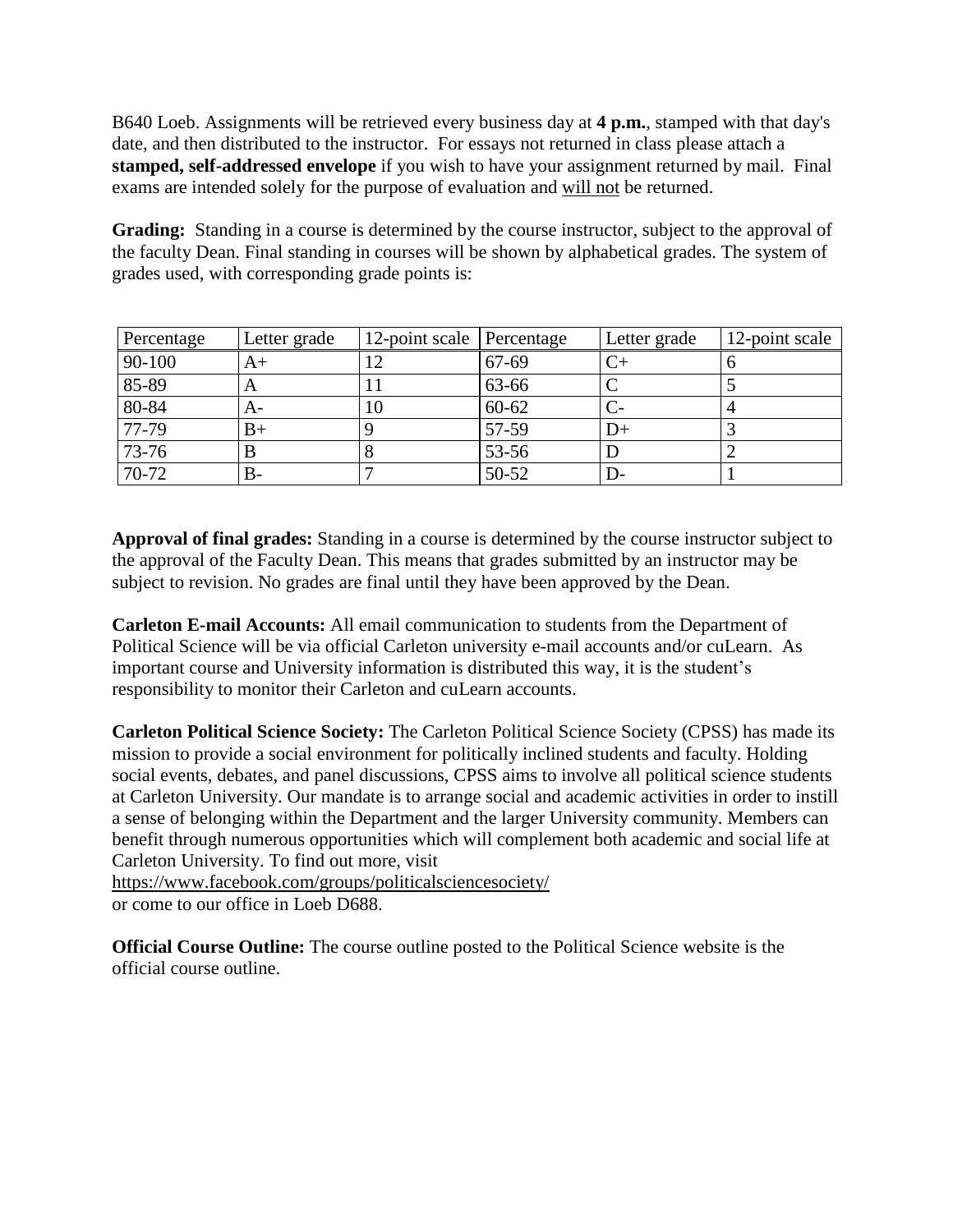B640 Loeb. Assignments will be retrieved every business day at **4 p.m.**, stamped with that day's date, and then distributed to the instructor. For essays not returned in class please attach a **stamped, self-addressed envelope** if you wish to have your assignment returned by mail. Final exams are intended solely for the purpose of evaluation and will not be returned.

**Grading:** Standing in a course is determined by the course instructor, subject to the approval of the faculty Dean. Final standing in courses will be shown by alphabetical grades. The system of grades used, with corresponding grade points is:

| Percentage | Letter grade | 12-point scale | Percentage | Letter grade | 12-point scale |
|---|---|---|---|---|---|
| 90-100 | A+ | 12 | 67-69 | C+ | 6 |
| 85-89 | A | 11 | 63-66 | C | 5 |
| 80-84 | A- | 10 | 60-62 | C- | 4 |
| 77-79 | B+ | 9 | 57-59 | D+ | 3 |
| 73-76 | B | 8 | 53-56 | D | 2 |
| 70-72 | B- | 7 | 50-52 | D- | 1 |

**Approval of final grades:** Standing in a course is determined by the course instructor subject to the approval of the Faculty Dean. This means that grades submitted by an instructor may be subject to revision. No grades are final until they have been approved by the Dean.

**Carleton E-mail Accounts:** All email communication to students from the Department of Political Science will be via official Carleton university e-mail accounts and/or cuLearn. As important course and University information is distributed this way, it is the student's responsibility to monitor their Carleton and cuLearn accounts.

**Carleton Political Science Society:** The Carleton Political Science Society (CPSS) has made its mission to provide a social environment for politically inclined students and faculty. Holding social events, debates, and panel discussions, CPSS aims to involve all political science students at Carleton University. Our mandate is to arrange social and academic activities in order to instill a sense of belonging within the Department and the larger University community. Members can benefit through numerous opportunities which will complement both academic and social life at Carleton University. To find out more, visit
https://www.facebook.com/groups/politicalsciencesociety/
or come to our office in Loeb D688.

**Official Course Outline:** The course outline posted to the Political Science website is the official course outline.